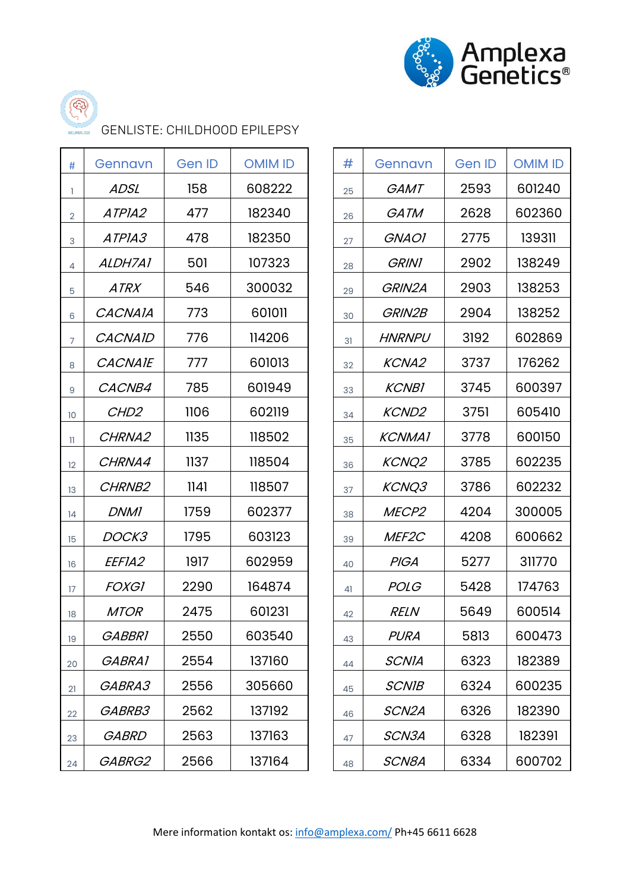Amplexa Genetics®

GENLISTE: CHILDHOOD EPILEPSY

| # | Gennavn | Gen ID | OMIM ID |
|---|---|---|---|
| 1 | *ADSL* | 158 | 608222 |
| 2 | *ATP1A2* | 477 | 182340 |
| 3 | *ATP1A3* | 478 | 182350 |
| 4 | *ALDH7A1* | 501 | 107323 |
| 5 | *ATRX* | 546 | 300032 |
| 6 | *CACNA1A* | 773 | 601011 |
| 7 | *CACNA1D* | 776 | 114206 |
| 8 | *CACNA1E* | 777 | 601013 |
| 9 | *CACNB4* | 785 | 601949 |
| 10 | *CHD2* | 1106 | 602119 |
| 11 | *CHRNA2* | 1135 | 118502 |
| 12 | *CHRNA4* | 1137 | 118504 |
| 13 | *CHRNB2* | 1141 | 118507 |
| 14 | *DNM1* | 1759 | 602377 |
| 15 | *DOCK3* | 1795 | 603123 |
| 16 | *EEF1A2* | 1917 | 602959 |
| 17 | *FOXG1* | 2290 | 164874 |
| 18 | *MTOR* | 2475 | 601231 |
| 19 | *GABBR1* | 2550 | 603540 |
| 20 | *GABRA1* | 2554 | 137160 |
| 21 | *GABRA3* | 2556 | 305660 |
| 22 | *GABRB3* | 2562 | 137192 |
| 23 | *GABRD* | 2563 | 137163 |
| 24 | *GABRG2* | 2566 | 137164 |
| 25 | *GAMT* | 2593 | 601240 |
| 26 | *GATM* | 2628 | 602360 |
| 27 | *GNAO1* | 2775 | 139311 |
| 28 | *GRIN1* | 2902 | 138249 |
| 29 | *GRIN2A* | 2903 | 138253 |
| 30 | *GRIN2B* | 2904 | 138252 |
| 31 | *HNRNPU* | 3192 | 602869 |
| 32 | *KCNA2* | 3737 | 176262 |
| 33 | *KCNB1* | 3745 | 600397 |
| 34 | *KCND2* | 3751 | 605410 |
| 35 | *KCNMA1* | 3778 | 600150 |
| 36 | *KCNQ2* | 3785 | 602235 |
| 37 | *KCNQ3* | 3786 | 602232 |
| 38 | *MECP2* | 4204 | 300005 |
| 39 | *MEF2C* | 4208 | 600662 |
| 40 | *PIGA* | 5277 | 311770 |
| 41 | *POLG* | 5428 | 174763 |
| 42 | *RELN* | 5649 | 600514 |
| 43 | *PURA* | 5813 | 600473 |
| 44 | *SCN1A* | 6323 | 182389 |
| 45 | *SCN1B* | 6324 | 600235 |
| 46 | *SCN2A* | 6326 | 182390 |
| 47 | *SCN3A* | 6328 | 182391 |
| 48 | *SCN8A* | 6334 | 600702 |

Mere information kontakt os: info@amplexa.com/ Ph+45 6611 6628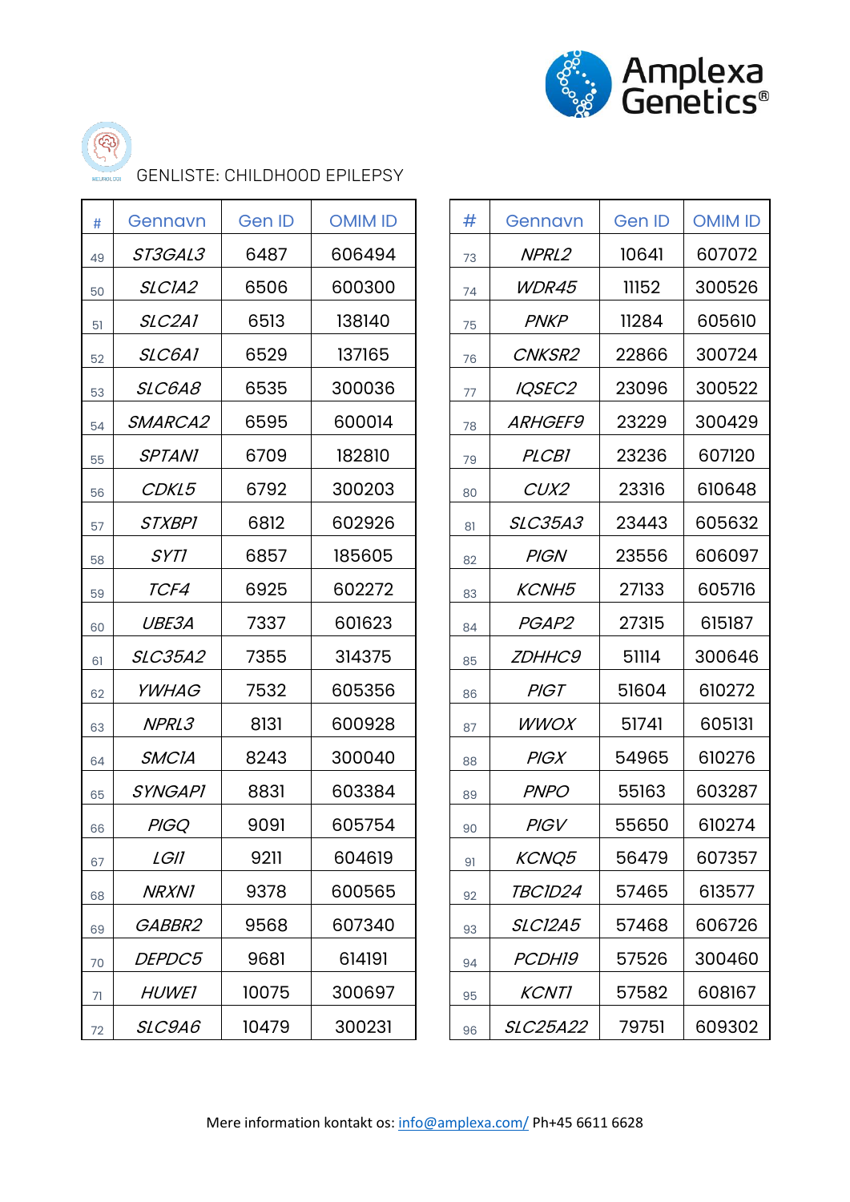GENLISTE: CHILDHOOD EPILEPSY

| # | Gennavn | Gen ID | OMIM ID |
|---|---|---|---|
| 49 | *ST3GAL3* | 6487 | 606494 |
| 50 | *SLC1A2* | 6506 | 600300 |
| 51 | *SLC2A1* | 6513 | 138140 |
| 52 | *SLC6A1* | 6529 | 137165 |
| 53 | *SLC6A8* | 6535 | 300036 |
| 54 | *SMARCA2* | 6595 | 600014 |
| 55 | *SPTAN1* | 6709 | 182810 |
| 56 | *CDKL5* | 6792 | 300203 |
| 57 | *STXBP1* | 6812 | 602926 |
| 58 | *SYT1* | 6857 | 185605 |
| 59 | *TCF4* | 6925 | 602272 |
| 60 | *UBE3A* | 7337 | 601623 |
| 61 | *SLC35A2* | 7355 | 314375 |
| 62 | *YWHAG* | 7532 | 605356 |
| 63 | *NPRL3* | 8131 | 600928 |
| 64 | *SMC1A* | 8243 | 300040 |
| 65 | *SYNGAP1* | 8831 | 603384 |
| 66 | *PIGQ* | 9091 | 605754 |
| 67 | *LGI1* | 9211 | 604619 |
| 68 | *NRXN1* | 9378 | 600565 |
| 69 | *GABBR2* | 9568 | 607340 |
| 70 | *DEPDC5* | 9681 | 614191 |
| 71 | *HUWE1* | 10075 | 300697 |
| 72 | *SLC9A6* | 10479 | 300231 |
| 73 | *NPRL2* | 10641 | 607072 |
| 74 | *WDR45* | 11152 | 300526 |
| 75 | *PNKP* | 11284 | 605610 |
| 76 | *CNKSR2* | 22866 | 300724 |
| 77 | *IQSEC2* | 23096 | 300522 |
| 78 | *ARHGEF9* | 23229 | 300429 |
| 79 | *PLCB1* | 23236 | 607120 |
| 80 | *CUX2* | 23316 | 610648 |
| 81 | *SLC35A3* | 23443 | 605632 |
| 82 | *PIGN* | 23556 | 606097 |
| 83 | *KCNH5* | 27133 | 605716 |
| 84 | *PGAP2* | 27315 | 615187 |
| 85 | *ZDHHC9* | 51114 | 300646 |
| 86 | *PIGT* | 51604 | 610272 |
| 87 | *WWOX* | 51741 | 605131 |
| 88 | *PIGX* | 54965 | 610276 |
| 89 | *PNPO* | 55163 | 603287 |
| 90 | *PIGV* | 55650 | 610274 |
| 91 | *KCNQ5* | 56479 | 607357 |
| 92 | *TBC1D24* | 57465 | 613577 |
| 93 | *SLC12A5* | 57468 | 606726 |
| 94 | *PCDH19* | 57526 | 300460 |
| 95 | *KCNT1* | 57582 | 608167 |
| 96 | *SLC25A22* | 79751 | 609302 |

Mere information kontakt os: info@amplexa.com/ Ph+45 6611 6628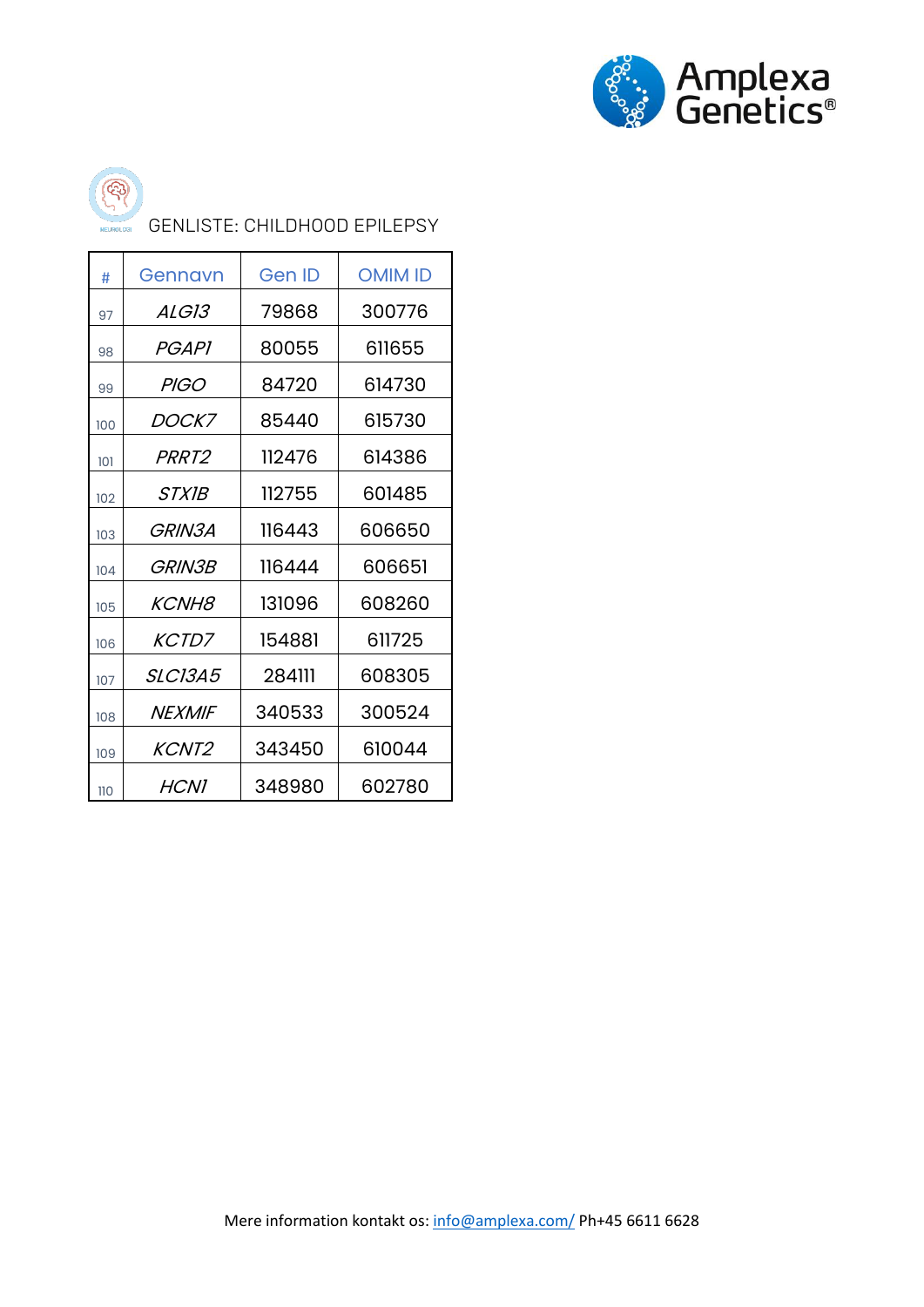GENLISTE: CHILDHOOD EPILEPSY

| # | Gennavn | Gen ID | OMIM ID |
|---|---|---|---|
| 97 | *ALG13* | 79868 | 300776 |
| 98 | *PGAP1* | 80055 | 611655 |
| 99 | *PIGO* | 84720 | 614730 |
| 100 | *DOCK7* | 85440 | 615730 |
| 101 | *PRRT2* | 112476 | 614386 |
| 102 | *STX1B* | 112755 | 601485 |
| 103 | *GRIN3A* | 116443 | 606650 |
| 104 | *GRIN3B* | 116444 | 606651 |
| 105 | *KCNH8* | 131096 | 608260 |
| 106 | *KCTD7* | 154881 | 611725 |
| 107 | *SLC13A5* | 284111 | 608305 |
| 108 | *NEXMIF* | 340533 | 300524 |
| 109 | *KCNT2* | 343450 | 610044 |
| 110 | *HCN1* | 348980 | 602780 |

Mere information kontakt os: info@amplexa.com/ Ph+45 6611 6628